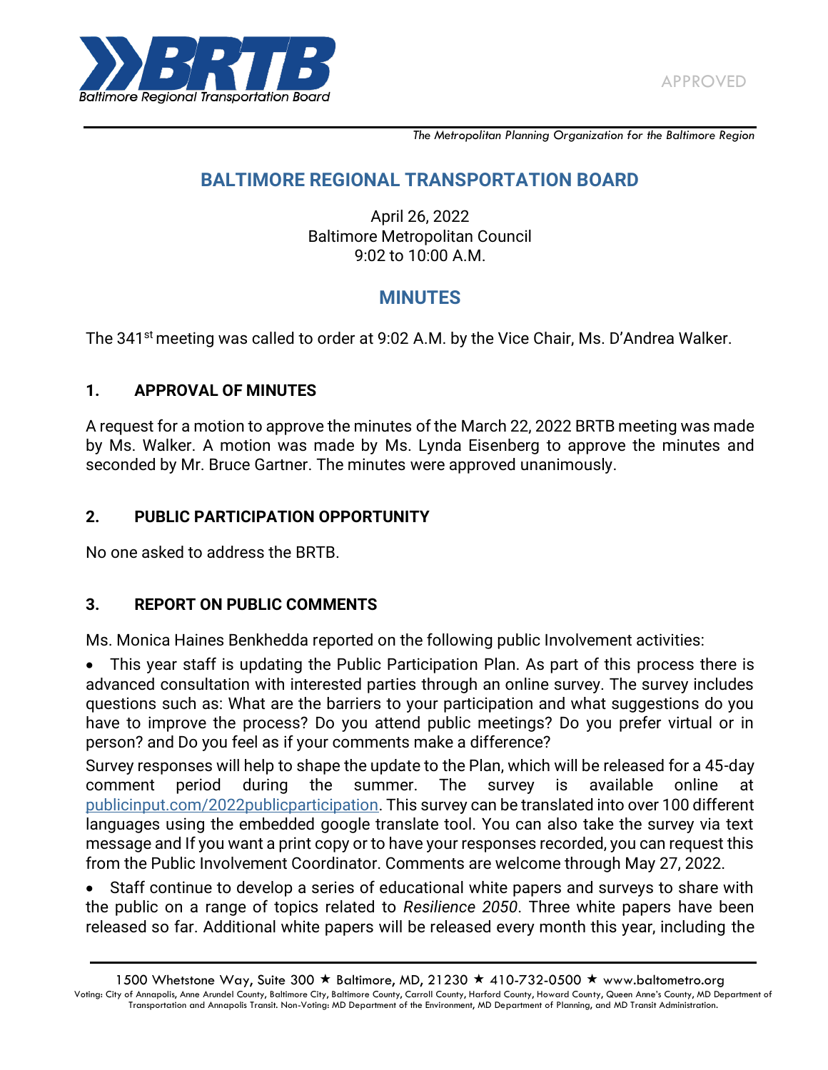APPROVED

*The Metropolitan Planning Organization for the Baltimore Region*

# BALTIMORE REGIONAL TRANSPORTATION BOARD

April 26, 2022
Baltimore Metropolitan Council
9:02 to 10:00 A.M.

## MINUTES

The 341st meeting was called to order at 9:02 A.M. by the Vice Chair, Ms. D'Andrea Walker.

### 1. APPROVAL OF MINUTES

A request for a motion to approve the minutes of the March 22, 2022 BRTB meeting was made by Ms. Walker. A motion was made by Ms. Lynda Eisenberg to approve the minutes and seconded by Mr. Bruce Gartner. The minutes were approved unanimously.

### 2. PUBLIC PARTICIPATION OPPORTUNITY

No one asked to address the BRTB.

### 3. REPORT ON PUBLIC COMMENTS

Ms. Monica Haines Benkhedda reported on the following public Involvement activities:

- This year staff is updating the Public Participation Plan. As part of this process there is advanced consultation with interested parties through an online survey. The survey includes questions such as: What are the barriers to your participation and what suggestions do you have to improve the process? Do you attend public meetings? Do you prefer virtual or in person? and Do you feel as if your comments make a difference?

Survey responses will help to shape the update to the Plan, which will be released for a 45-day comment period during the summer. The survey is available online at publicinput.com/2022publicparticipation. This survey can be translated into over 100 different languages using the embedded google translate tool. You can also take the survey via text message and If you want a print copy or to have your responses recorded, you can request this from the Public Involvement Coordinator. Comments are welcome through May 27, 2022.

- Staff continue to develop a series of educational white papers and surveys to share with the public on a range of topics related to *Resilience 2050*. Three white papers have been released so far. Additional white papers will be released every month this year, including the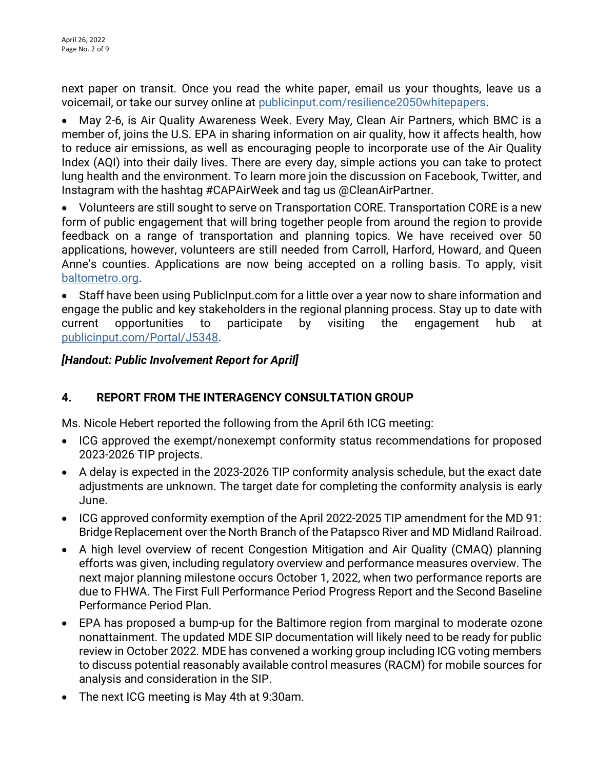next paper on transit. Once you read the white paper, email us your thoughts, leave us a voicemail, or take our survey online at publicinput.com/resilience2050whitepapers.

- May 2-6, is Air Quality Awareness Week. Every May, Clean Air Partners, which BMC is a member of, joins the U.S. EPA in sharing information on air quality, how it affects health, how to reduce air emissions, as well as encouraging people to incorporate use of the Air Quality Index (AQI) into their daily lives. There are every day, simple actions you can take to protect lung health and the environment. To learn more join the discussion on Facebook, Twitter, and Instagram with the hashtag #CAPAirWeek and tag us @CleanAirPartner.
- Volunteers are still sought to serve on Transportation CORE. Transportation CORE is a new form of public engagement that will bring together people from around the region to provide feedback on a range of transportation and planning topics. We have received over 50 applications, however, volunteers are still needed from Carroll, Harford, Howard, and Queen Anne's counties. Applications are now being accepted on a rolling basis. To apply, visit baltometro.org.
- Staff have been using PublicInput.com for a little over a year now to share information and engage the public and key stakeholders in the regional planning process. Stay up to date with current opportunities to participate by visiting the engagement hub at publicinput.com/Portal/J5348.

***[Handout: Public Involvement Report for April]***

## 4. REPORT FROM THE INTERAGENCY CONSULTATION GROUP

Ms. Nicole Hebert reported the following from the April 6th ICG meeting:

- ICG approved the exempt/nonexempt conformity status recommendations for proposed 2023-2026 TIP projects.
- A delay is expected in the 2023-2026 TIP conformity analysis schedule, but the exact date adjustments are unknown. The target date for completing the conformity analysis is early June.
- ICG approved conformity exemption of the April 2022-2025 TIP amendment for the MD 91: Bridge Replacement over the North Branch of the Patapsco River and MD Midland Railroad.
- A high level overview of recent Congestion Mitigation and Air Quality (CMAQ) planning efforts was given, including regulatory overview and performance measures overview. The next major planning milestone occurs October 1, 2022, when two performance reports are due to FHWA. The First Full Performance Period Progress Report and the Second Baseline Performance Period Plan.
- EPA has proposed a bump-up for the Baltimore region from marginal to moderate ozone nonattainment. The updated MDE SIP documentation will likely need to be ready for public review in October 2022. MDE has convened a working group including ICG voting members to discuss potential reasonably available control measures (RACM) for mobile sources for analysis and consideration in the SIP.
- The next ICG meeting is May 4th at 9:30am.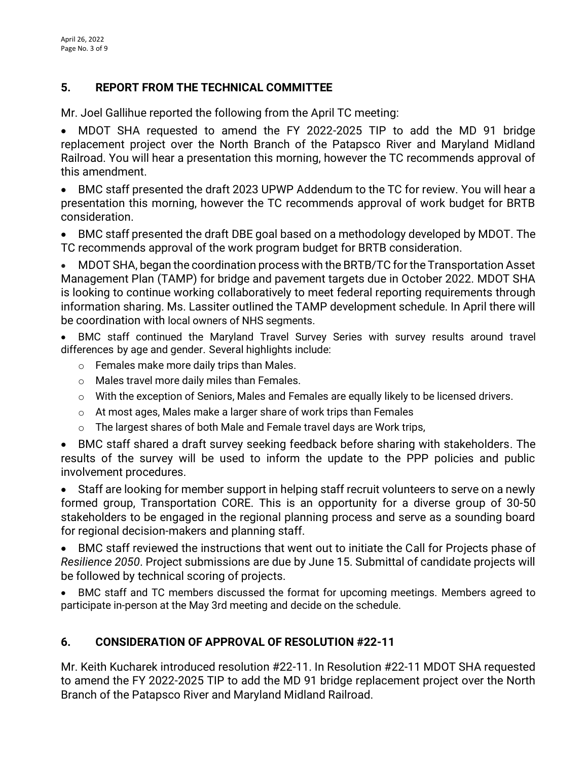## 5. REPORT FROM THE TECHNICAL COMMITTEE

Mr. Joel Gallihue reported the following from the April TC meeting:

- MDOT SHA requested to amend the FY 2022-2025 TIP to add the MD 91 bridge replacement project over the North Branch of the Patapsco River and Maryland Midland Railroad. You will hear a presentation this morning, however the TC recommends approval of this amendment.
- BMC staff presented the draft 2023 UPWP Addendum to the TC for review. You will hear a presentation this morning, however the TC recommends approval of work budget for BRTB consideration.
- BMC staff presented the draft DBE goal based on a methodology developed by MDOT. The TC recommends approval of the work program budget for BRTB consideration.
- MDOT SHA, began the coordination process with the BRTB/TC for the Transportation Asset Management Plan (TAMP) for bridge and pavement targets due in October 2022. MDOT SHA is looking to continue working collaboratively to meet federal reporting requirements through information sharing. Ms. Lassiter outlined the TAMP development schedule. In April there will be coordination with local owners of NHS segments.
- BMC staff continued the Maryland Travel Survey Series with survey results around travel differences by age and gender. Several highlights include:
  - Females make more daily trips than Males.
  - Males travel more daily miles than Females.
  - With the exception of Seniors, Males and Females are equally likely to be licensed drivers.
  - At most ages, Males make a larger share of work trips than Females
  - The largest shares of both Male and Female travel days are Work trips,
- BMC staff shared a draft survey seeking feedback before sharing with stakeholders. The results of the survey will be used to inform the update to the PPP policies and public involvement procedures.
- Staff are looking for member support in helping staff recruit volunteers to serve on a newly formed group, Transportation CORE. This is an opportunity for a diverse group of 30-50 stakeholders to be engaged in the regional planning process and serve as a sounding board for regional decision-makers and planning staff.
- BMC staff reviewed the instructions that went out to initiate the Call for Projects phase of *Resilience 2050*. Project submissions are due by June 15. Submittal of candidate projects will be followed by technical scoring of projects.
- BMC staff and TC members discussed the format for upcoming meetings. Members agreed to participate in-person at the May 3rd meeting and decide on the schedule.

## 6. CONSIDERATION OF APPROVAL OF RESOLUTION #22-11

Mr. Keith Kucharek introduced resolution #22-11. In Resolution #22-11 MDOT SHA requested to amend the FY 2022-2025 TIP to add the MD 91 bridge replacement project over the North Branch of the Patapsco River and Maryland Midland Railroad.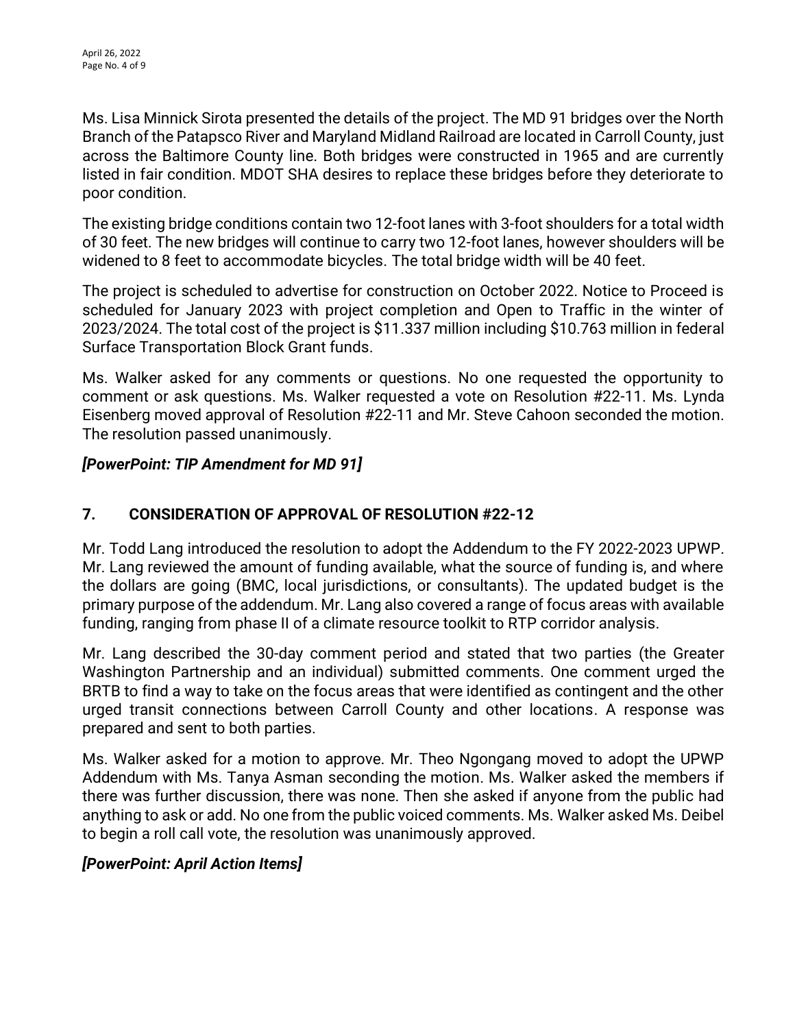Ms. Lisa Minnick Sirota presented the details of the project. The MD 91 bridges over the North Branch of the Patapsco River and Maryland Midland Railroad are located in Carroll County, just across the Baltimore County line. Both bridges were constructed in 1965 and are currently listed in fair condition. MDOT SHA desires to replace these bridges before they deteriorate to poor condition.

The existing bridge conditions contain two 12-foot lanes with 3-foot shoulders for a total width of 30 feet. The new bridges will continue to carry two 12-foot lanes, however shoulders will be widened to 8 feet to accommodate bicycles. The total bridge width will be 40 feet.

The project is scheduled to advertise for construction on October 2022. Notice to Proceed is scheduled for January 2023 with project completion and Open to Traffic in the winter of 2023/2024. The total cost of the project is $11.337 million including $10.763 million in federal Surface Transportation Block Grant funds.

Ms. Walker asked for any comments or questions. No one requested the opportunity to comment or ask questions. Ms. Walker requested a vote on Resolution #22-11. Ms. Lynda Eisenberg moved approval of Resolution #22-11 and Mr. Steve Cahoon seconded the motion. The resolution passed unanimously.

***[PowerPoint: TIP Amendment for MD 91]***

## 7. CONSIDERATION OF APPROVAL OF RESOLUTION #22-12

Mr. Todd Lang introduced the resolution to adopt the Addendum to the FY 2022-2023 UPWP. Mr. Lang reviewed the amount of funding available, what the source of funding is, and where the dollars are going (BMC, local jurisdictions, or consultants). The updated budget is the primary purpose of the addendum. Mr. Lang also covered a range of focus areas with available funding, ranging from phase II of a climate resource toolkit to RTP corridor analysis.

Mr. Lang described the 30-day comment period and stated that two parties (the Greater Washington Partnership and an individual) submitted comments. One comment urged the BRTB to find a way to take on the focus areas that were identified as contingent and the other urged transit connections between Carroll County and other locations. A response was prepared and sent to both parties.

Ms. Walker asked for a motion to approve. Mr. Theo Ngongang moved to adopt the UPWP Addendum with Ms. Tanya Asman seconding the motion. Ms. Walker asked the members if there was further discussion, there was none. Then she asked if anyone from the public had anything to ask or add. No one from the public voiced comments. Ms. Walker asked Ms. Deibel to begin a roll call vote, the resolution was unanimously approved.

***[PowerPoint: April Action Items]***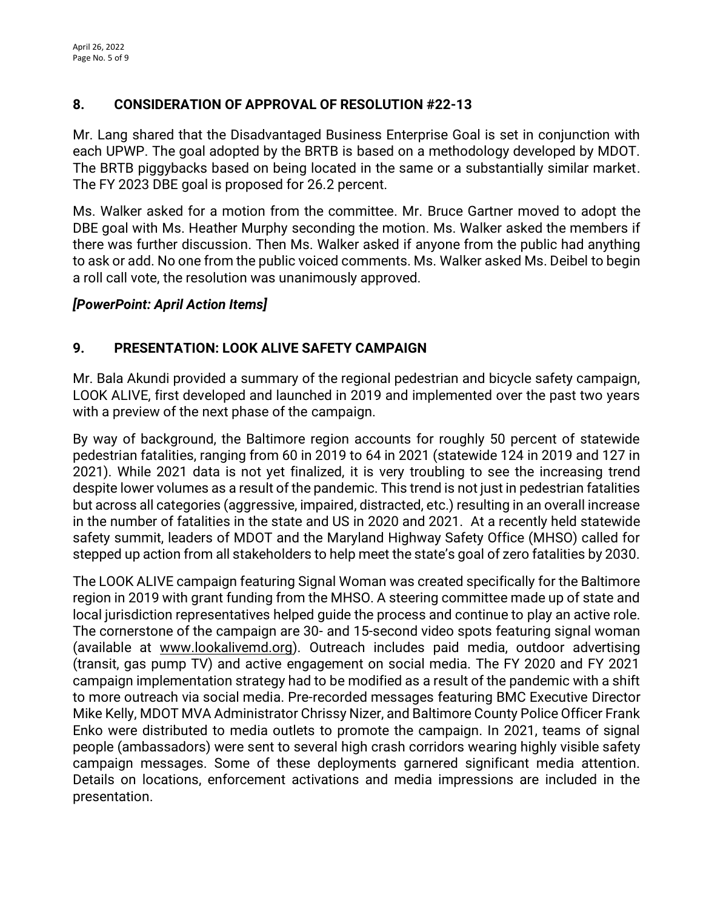## 8. CONSIDERATION OF APPROVAL OF RESOLUTION #22-13

Mr. Lang shared that the Disadvantaged Business Enterprise Goal is set in conjunction with each UPWP. The goal adopted by the BRTB is based on a methodology developed by MDOT. The BRTB piggybacks based on being located in the same or a substantially similar market. The FY 2023 DBE goal is proposed for 26.2 percent.

Ms. Walker asked for a motion from the committee. Mr. Bruce Gartner moved to adopt the DBE goal with Ms. Heather Murphy seconding the motion. Ms. Walker asked the members if there was further discussion. Then Ms. Walker asked if anyone from the public had anything to ask or add. No one from the public voiced comments. Ms. Walker asked Ms. Deibel to begin a roll call vote, the resolution was unanimously approved.

***[PowerPoint: April Action Items]***

## 9. PRESENTATION: LOOK ALIVE SAFETY CAMPAIGN

Mr. Bala Akundi provided a summary of the regional pedestrian and bicycle safety campaign, LOOK ALIVE, first developed and launched in 2019 and implemented over the past two years with a preview of the next phase of the campaign.

By way of background, the Baltimore region accounts for roughly 50 percent of statewide pedestrian fatalities, ranging from 60 in 2019 to 64 in 2021 (statewide 124 in 2019 and 127 in 2021). While 2021 data is not yet finalized, it is very troubling to see the increasing trend despite lower volumes as a result of the pandemic. This trend is not just in pedestrian fatalities but across all categories (aggressive, impaired, distracted, etc.) resulting in an overall increase in the number of fatalities in the state and US in 2020 and 2021. At a recently held statewide safety summit, leaders of MDOT and the Maryland Highway Safety Office (MHSO) called for stepped up action from all stakeholders to help meet the state's goal of zero fatalities by 2030.

The LOOK ALIVE campaign featuring Signal Woman was created specifically for the Baltimore region in 2019 with grant funding from the MHSO. A steering committee made up of state and local jurisdiction representatives helped guide the process and continue to play an active role. The cornerstone of the campaign are 30- and 15-second video spots featuring signal woman (available at www.lookalivemd.org). Outreach includes paid media, outdoor advertising (transit, gas pump TV) and active engagement on social media. The FY 2020 and FY 2021 campaign implementation strategy had to be modified as a result of the pandemic with a shift to more outreach via social media. Pre-recorded messages featuring BMC Executive Director Mike Kelly, MDOT MVA Administrator Chrissy Nizer, and Baltimore County Police Officer Frank Enko were distributed to media outlets to promote the campaign. In 2021, teams of signal people (ambassadors) were sent to several high crash corridors wearing highly visible safety campaign messages. Some of these deployments garnered significant media attention. Details on locations, enforcement activations and media impressions are included in the presentation.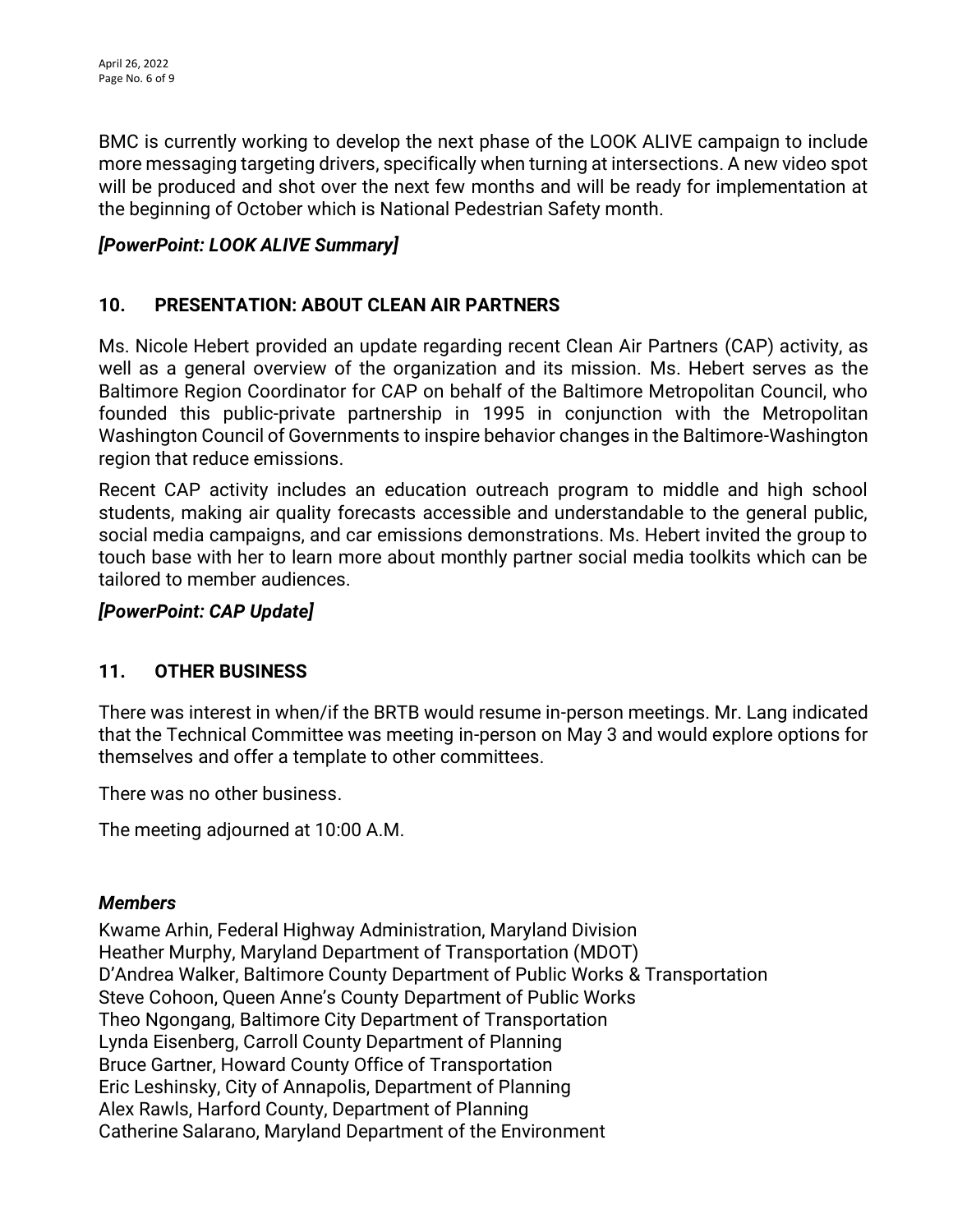BMC is currently working to develop the next phase of the LOOK ALIVE campaign to include more messaging targeting drivers, specifically when turning at intersections. A new video spot will be produced and shot over the next few months and will be ready for implementation at the beginning of October which is National Pedestrian Safety month.

***[PowerPoint: LOOK ALIVE Summary]***

## 10. PRESENTATION: ABOUT CLEAN AIR PARTNERS

Ms. Nicole Hebert provided an update regarding recent Clean Air Partners (CAP) activity, as well as a general overview of the organization and its mission. Ms. Hebert serves as the Baltimore Region Coordinator for CAP on behalf of the Baltimore Metropolitan Council, who founded this public-private partnership in 1995 in conjunction with the Metropolitan Washington Council of Governments to inspire behavior changes in the Baltimore-Washington region that reduce emissions.

Recent CAP activity includes an education outreach program to middle and high school students, making air quality forecasts accessible and understandable to the general public, social media campaigns, and car emissions demonstrations. Ms. Hebert invited the group to touch base with her to learn more about monthly partner social media toolkits which can be tailored to member audiences.

***[PowerPoint: CAP Update]***

## 11. OTHER BUSINESS

There was interest in when/if the BRTB would resume in-person meetings. Mr. Lang indicated that the Technical Committee was meeting in-person on May 3 and would explore options for themselves and offer a template to other committees.

There was no other business.

The meeting adjourned at 10:00 A.M.

***Members***

Kwame Arhin, Federal Highway Administration, Maryland Division
Heather Murphy, Maryland Department of Transportation (MDOT)
D'Andrea Walker, Baltimore County Department of Public Works & Transportation
Steve Cohoon, Queen Anne's County Department of Public Works
Theo Ngongang, Baltimore City Department of Transportation
Lynda Eisenberg, Carroll County Department of Planning
Bruce Gartner, Howard County Office of Transportation
Eric Leshinsky, City of Annapolis, Department of Planning
Alex Rawls, Harford County, Department of Planning
Catherine Salarano, Maryland Department of the Environment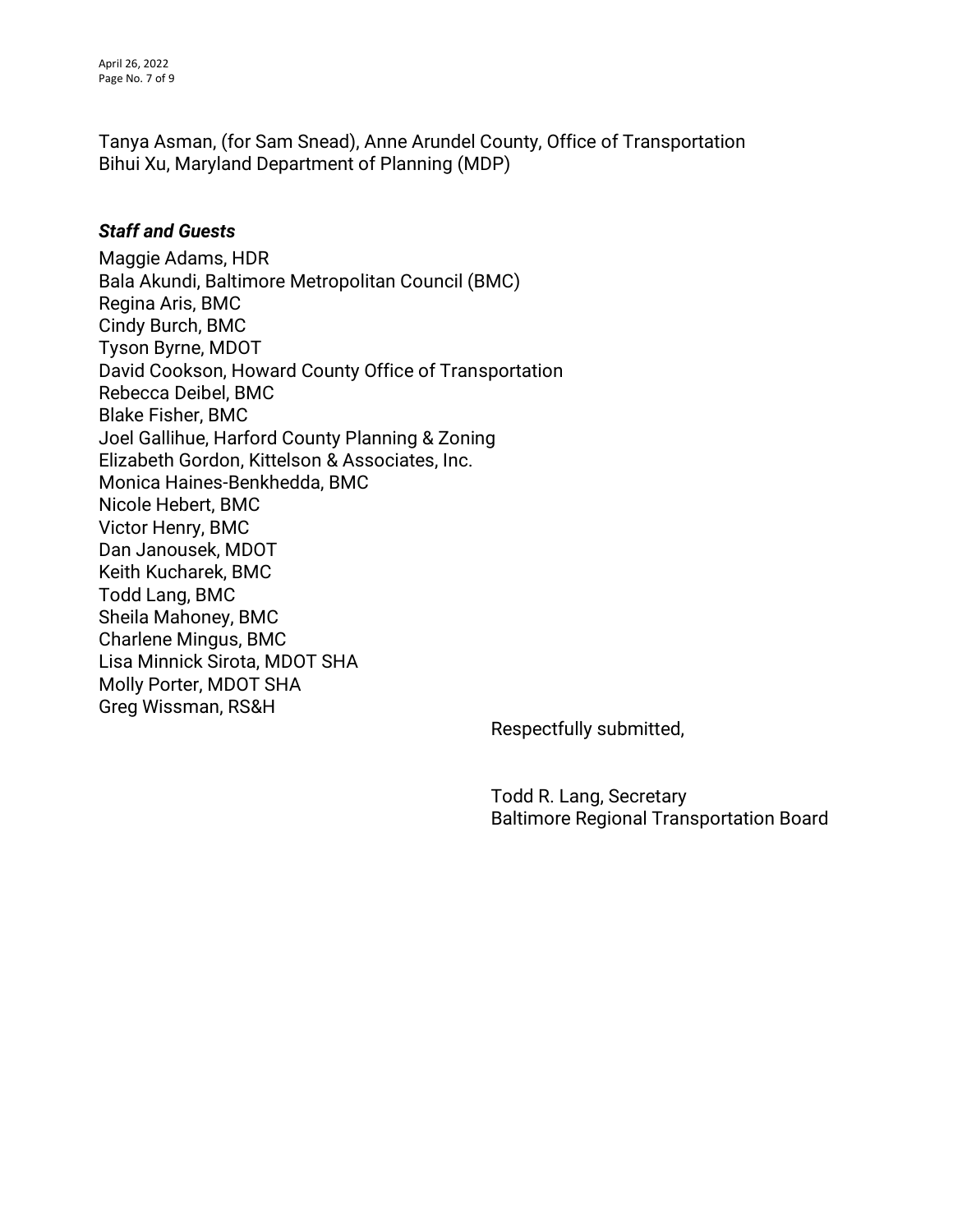Tanya Asman, (for Sam Snead), Anne Arundel County, Office of Transportation
Bihui Xu, Maryland Department of Planning (MDP)

***Staff and Guests***

Maggie Adams, HDR
Bala Akundi, Baltimore Metropolitan Council (BMC)
Regina Aris, BMC
Cindy Burch, BMC
Tyson Byrne, MDOT
David Cookson, Howard County Office of Transportation
Rebecca Deibel, BMC
Blake Fisher, BMC
Joel Gallihue, Harford County Planning & Zoning
Elizabeth Gordon, Kittelson & Associates, Inc.
Monica Haines-Benkhedda, BMC
Nicole Hebert, BMC
Victor Henry, BMC
Dan Janousek, MDOT
Keith Kucharek, BMC
Todd Lang, BMC
Sheila Mahoney, BMC
Charlene Mingus, BMC
Lisa Minnick Sirota, MDOT SHA
Molly Porter, MDOT SHA
Greg Wissman, RS&H

Respectfully submitted,

Todd R. Lang, Secretary
Baltimore Regional Transportation Board